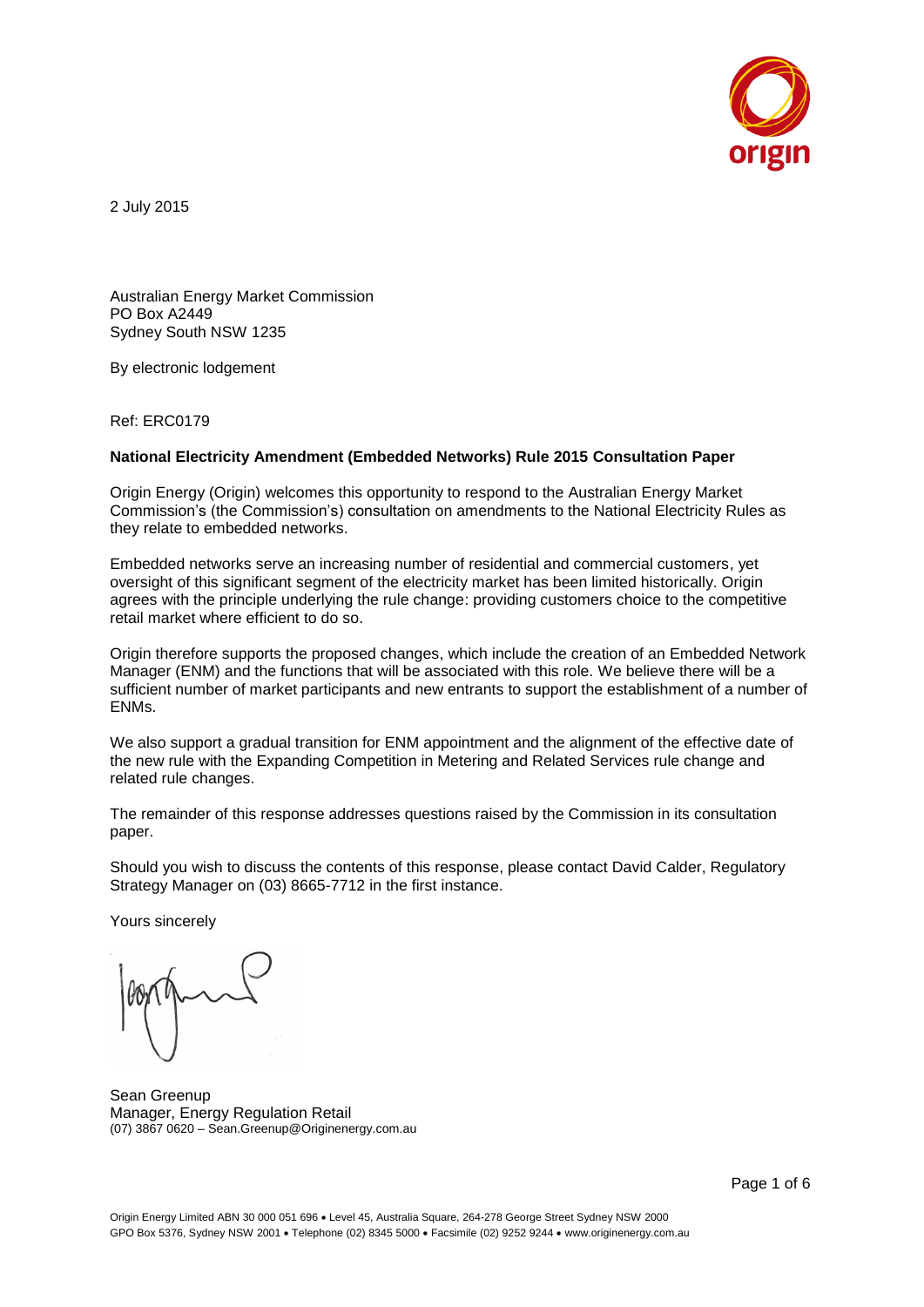2 July 2015

Australian Energy Market Commission
PO Box A2449
Sydney South NSW 1235

By electronic lodgement

Ref: ERC0179

**National Electricity Amendment (Embedded Networks) Rule 2015 Consultation Paper**

Origin Energy (Origin) welcomes this opportunity to respond to the Australian Energy Market Commission's (the Commission's) consultation on amendments to the National Electricity Rules as they relate to embedded networks.

Embedded networks serve an increasing number of residential and commercial customers, yet oversight of this significant segment of the electricity market has been limited historically. Origin agrees with the principle underlying the rule change: providing customers choice to the competitive retail market where efficient to do so.

Origin therefore supports the proposed changes, which include the creation of an Embedded Network Manager (ENM) and the functions that will be associated with this role. We believe there will be a sufficient number of market participants and new entrants to support the establishment of a number of ENMs.

We also support a gradual transition for ENM appointment and the alignment of the effective date of the new rule with the Expanding Competition in Metering and Related Services rule change and related rule changes.

The remainder of this response addresses questions raised by the Commission in its consultation paper.

Should you wish to discuss the contents of this response, please contact David Calder, Regulatory Strategy Manager on (03) 8665-7712 in the first instance.

Yours sincerely

Sean Greenup
Manager, Energy Regulation Retail
(07) 3867 0620 – Sean.Greenup@Originenergy.com.au

Origin Energy Limited ABN 30 000 051 696 • Level 45, Australia Square, 264-278 George Street Sydney NSW 2000
GPO Box 5376, Sydney NSW 2001 • Telephone (02) 8345 5000 • Facsimile (02) 9252 9244 • www.originenergy.com.au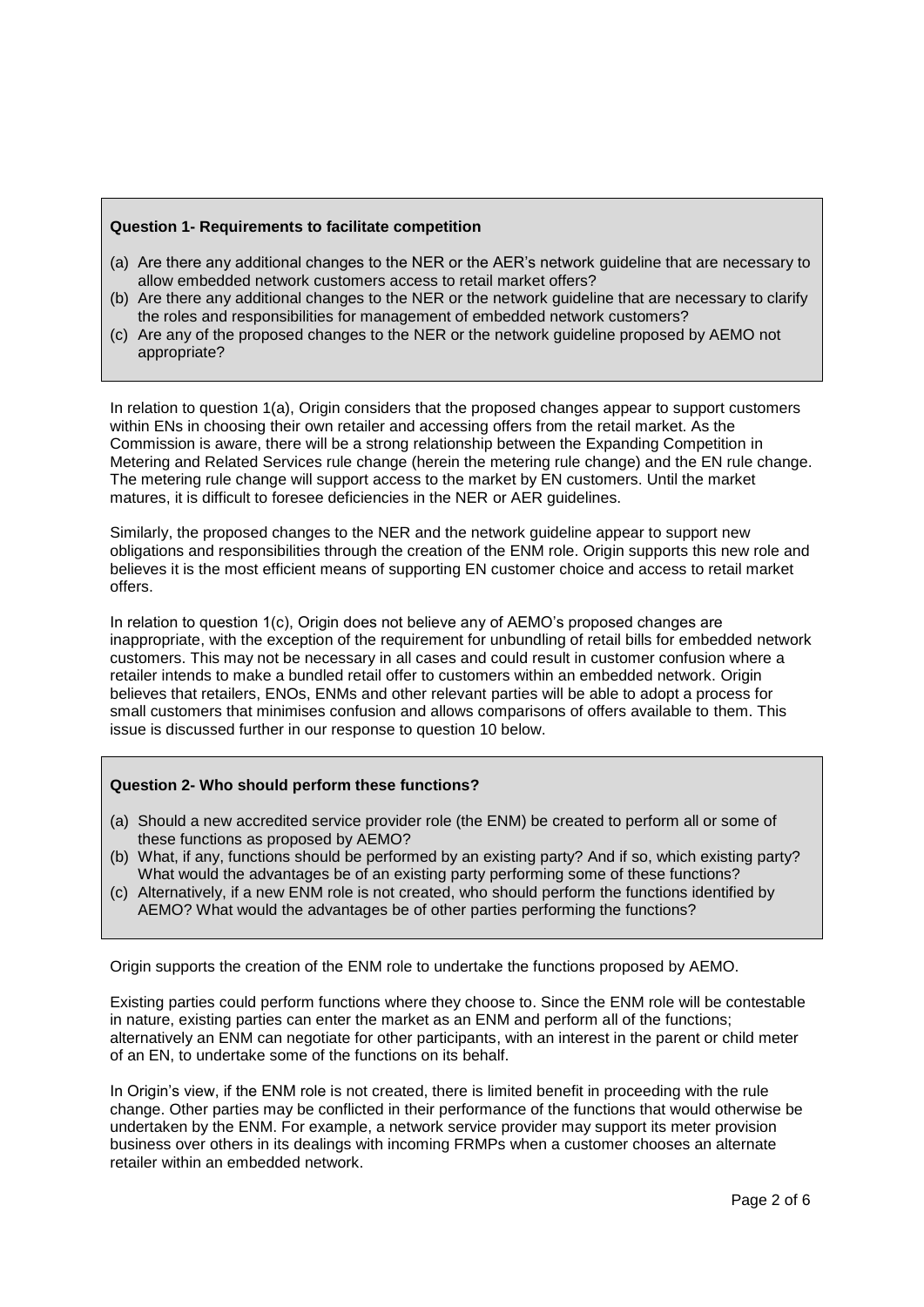**Question 1- Requirements to facilitate competition**

(a) Are there any additional changes to the NER or the AER's network guideline that are necessary to allow embedded network customers access to retail market offers?
(b) Are there any additional changes to the NER or the network guideline that are necessary to clarify the roles and responsibilities for management of embedded network customers?
(c) Are any of the proposed changes to the NER or the network guideline proposed by AEMO not appropriate?

In relation to question 1(a), Origin considers that the proposed changes appear to support customers within ENs in choosing their own retailer and accessing offers from the retail market. As the Commission is aware, there will be a strong relationship between the Expanding Competition in Metering and Related Services rule change (herein the metering rule change) and the EN rule change. The metering rule change will support access to the market by EN customers. Until the market matures, it is difficult to foresee deficiencies in the NER or AER guidelines.

Similarly, the proposed changes to the NER and the network guideline appear to support new obligations and responsibilities through the creation of the ENM role. Origin supports this new role and believes it is the most efficient means of supporting EN customer choice and access to retail market offers.

In relation to question 1(c), Origin does not believe any of AEMO's proposed changes are inappropriate, with the exception of the requirement for unbundling of retail bills for embedded network customers. This may not be necessary in all cases and could result in customer confusion where a retailer intends to make a bundled retail offer to customers within an embedded network. Origin believes that retailers, ENOs, ENMs and other relevant parties will be able to adopt a process for small customers that minimises confusion and allows comparisons of offers available to them. This issue is discussed further in our response to question 10 below.

**Question 2- Who should perform these functions?**

(a) Should a new accredited service provider role (the ENM) be created to perform all or some of these functions as proposed by AEMO?
(b) What, if any, functions should be performed by an existing party? And if so, which existing party? What would the advantages be of an existing party performing some of these functions?
(c) Alternatively, if a new ENM role is not created, who should perform the functions identified by AEMO? What would the advantages be of other parties performing the functions?

Origin supports the creation of the ENM role to undertake the functions proposed by AEMO.

Existing parties could perform functions where they choose to. Since the ENM role will be contestable in nature, existing parties can enter the market as an ENM and perform all of the functions; alternatively an ENM can negotiate for other participants, with an interest in the parent or child meter of an EN, to undertake some of the functions on its behalf.

In Origin's view, if the ENM role is not created, there is limited benefit in proceeding with the rule change. Other parties may be conflicted in their performance of the functions that would otherwise be undertaken by the ENM. For example, a network service provider may support its meter provision business over others in its dealings with incoming FRMPs when a customer chooses an alternate retailer within an embedded network.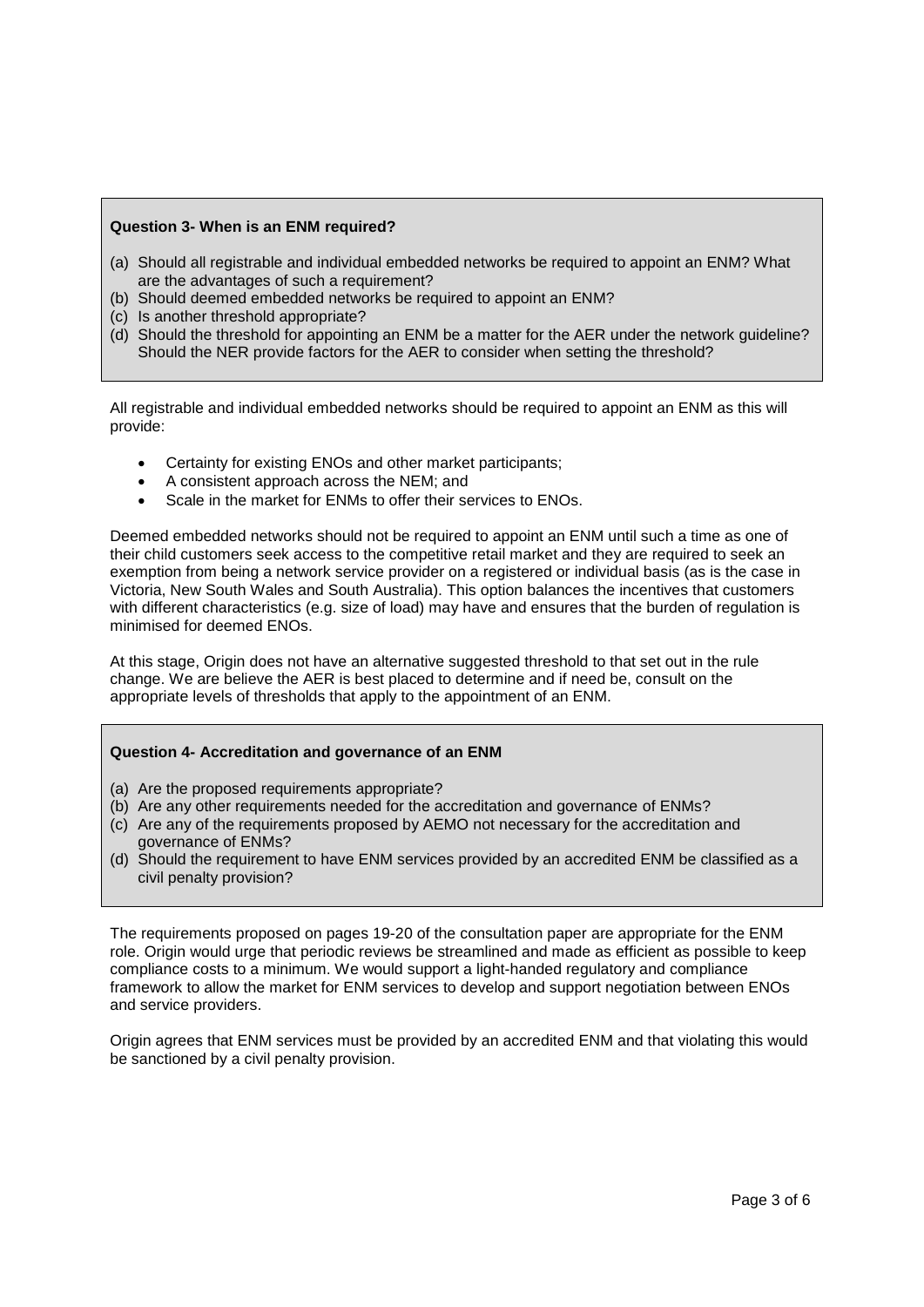**Question 3- When is an ENM required?**

(a) Should all registrable and individual embedded networks be required to appoint an ENM? What are the advantages of such a requirement?
(b) Should deemed embedded networks be required to appoint an ENM?
(c) Is another threshold appropriate?
(d) Should the threshold for appointing an ENM be a matter for the AER under the network guideline? Should the NER provide factors for the AER to consider when setting the threshold?

All registrable and individual embedded networks should be required to appoint an ENM as this will provide:

- Certainty for existing ENOs and other market participants;
- A consistent approach across the NEM; and
- Scale in the market for ENMs to offer their services to ENOs.

Deemed embedded networks should not be required to appoint an ENM until such a time as one of their child customers seek access to the competitive retail market and they are required to seek an exemption from being a network service provider on a registered or individual basis (as is the case in Victoria, New South Wales and South Australia). This option balances the incentives that customers with different characteristics (e.g. size of load) may have and ensures that the burden of regulation is minimised for deemed ENOs.

At this stage, Origin does not have an alternative suggested threshold to that set out in the rule change. We are believe the AER is best placed to determine and if need be, consult on the appropriate levels of thresholds that apply to the appointment of an ENM.

**Question 4- Accreditation and governance of an ENM**

(a) Are the proposed requirements appropriate?
(b) Are any other requirements needed for the accreditation and governance of ENMs?
(c) Are any of the requirements proposed by AEMO not necessary for the accreditation and governance of ENMs?
(d) Should the requirement to have ENM services provided by an accredited ENM be classified as a civil penalty provision?

The requirements proposed on pages 19-20 of the consultation paper are appropriate for the ENM role. Origin would urge that periodic reviews be streamlined and made as efficient as possible to keep compliance costs to a minimum. We would support a light-handed regulatory and compliance framework to allow the market for ENM services to develop and support negotiation between ENOs and service providers.

Origin agrees that ENM services must be provided by an accredited ENM and that violating this would be sanctioned by a civil penalty provision.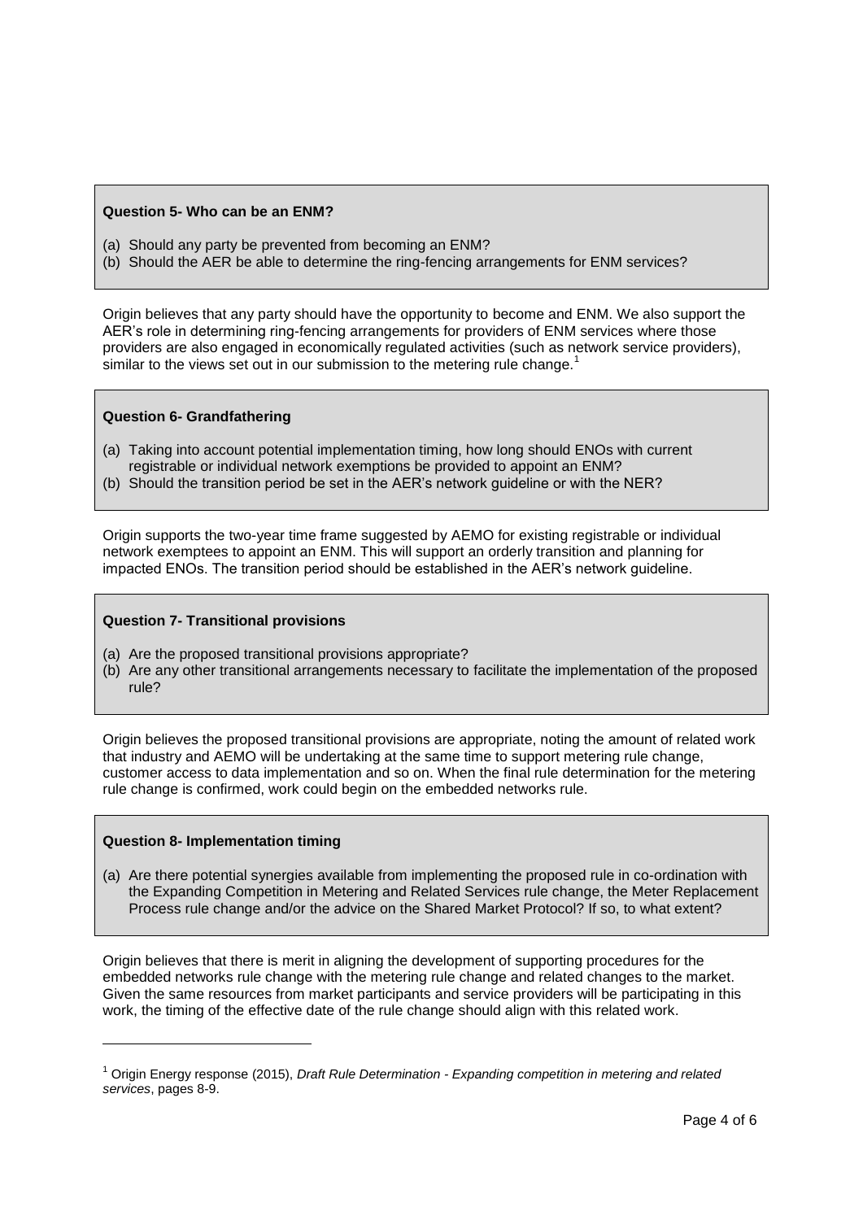**Question 5- Who can be an ENM?**

(a) Should any party be prevented from becoming an ENM?
(b) Should the AER be able to determine the ring-fencing arrangements for ENM services?

Origin believes that any party should have the opportunity to become and ENM. We also support the AER's role in determining ring-fencing arrangements for providers of ENM services where those providers are also engaged in economically regulated activities (such as network service providers), similar to the views set out in our submission to the metering rule change.[1]

**Question 6- Grandfathering**

(a) Taking into account potential implementation timing, how long should ENOs with current registrable or individual network exemptions be provided to appoint an ENM?
(b) Should the transition period be set in the AER's network guideline or with the NER?

Origin supports the two-year time frame suggested by AEMO for existing registrable or individual network exemptees to appoint an ENM. This will support an orderly transition and planning for impacted ENOs. The transition period should be established in the AER's network guideline.

**Question 7- Transitional provisions**

(a) Are the proposed transitional provisions appropriate?
(b) Are any other transitional arrangements necessary to facilitate the implementation of the proposed rule?

Origin believes the proposed transitional provisions are appropriate, noting the amount of related work that industry and AEMO will be undertaking at the same time to support metering rule change, customer access to data implementation and so on. When the final rule determination for the metering rule change is confirmed, work could begin on the embedded networks rule.

**Question 8- Implementation timing**

(a) Are there potential synergies available from implementing the proposed rule in co-ordination with the Expanding Competition in Metering and Related Services rule change, the Meter Replacement Process rule change and/or the advice on the Shared Market Protocol? If so, to what extent?

Origin believes that there is merit in aligning the development of supporting procedures for the embedded networks rule change with the metering rule change and related changes to the market. Given the same resources from market participants and service providers will be participating in this work, the timing of the effective date of the rule change should align with this related work.

---

[1] Origin Energy response (2015), *Draft Rule Determination - Expanding competition in metering and related services*, pages 8-9.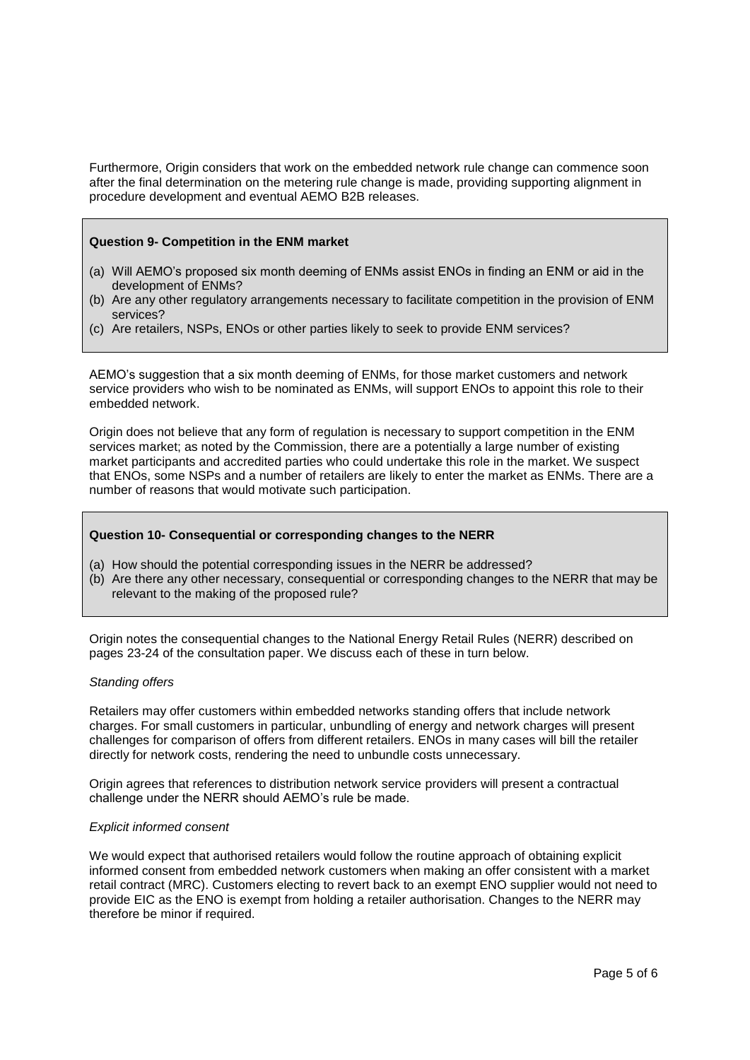Furthermore, Origin considers that work on the embedded network rule change can commence soon after the final determination on the metering rule change is made, providing supporting alignment in procedure development and eventual AEMO B2B releases.

> **Question 9- Competition in the ENM market**
>
> (a) Will AEMO's proposed six month deeming of ENMs assist ENOs in finding an ENM or aid in the development of ENMs?
> (b) Are any other regulatory arrangements necessary to facilitate competition in the provision of ENM services?
> (c) Are retailers, NSPs, ENOs or other parties likely to seek to provide ENM services?

AEMO's suggestion that a six month deeming of ENMs, for those market customers and network service providers who wish to be nominated as ENMs, will support ENOs to appoint this role to their embedded network.

Origin does not believe that any form of regulation is necessary to support competition in the ENM services market; as noted by the Commission, there are a potentially a large number of existing market participants and accredited parties who could undertake this role in the market. We suspect that ENOs, some NSPs and a number of retailers are likely to enter the market as ENMs. There are a number of reasons that would motivate such participation.

> **Question 10- Consequential or corresponding changes to the NERR**
>
> (a) How should the potential corresponding issues in the NERR be addressed?
> (b) Are there any other necessary, consequential or corresponding changes to the NERR that may be relevant to the making of the proposed rule?

Origin notes the consequential changes to the National Energy Retail Rules (NERR) described on pages 23-24 of the consultation paper. We discuss each of these in turn below.

*Standing offers*

Retailers may offer customers within embedded networks standing offers that include network charges. For small customers in particular, unbundling of energy and network charges will present challenges for comparison of offers from different retailers. ENOs in many cases will bill the retailer directly for network costs, rendering the need to unbundle costs unnecessary.

Origin agrees that references to distribution network service providers will present a contractual challenge under the NERR should AEMO's rule be made.

*Explicit informed consent*

We would expect that authorised retailers would follow the routine approach of obtaining explicit informed consent from embedded network customers when making an offer consistent with a market retail contract (MRC). Customers electing to revert back to an exempt ENO supplier would not need to provide EIC as the ENO is exempt from holding a retailer authorisation. Changes to the NERR may therefore be minor if required.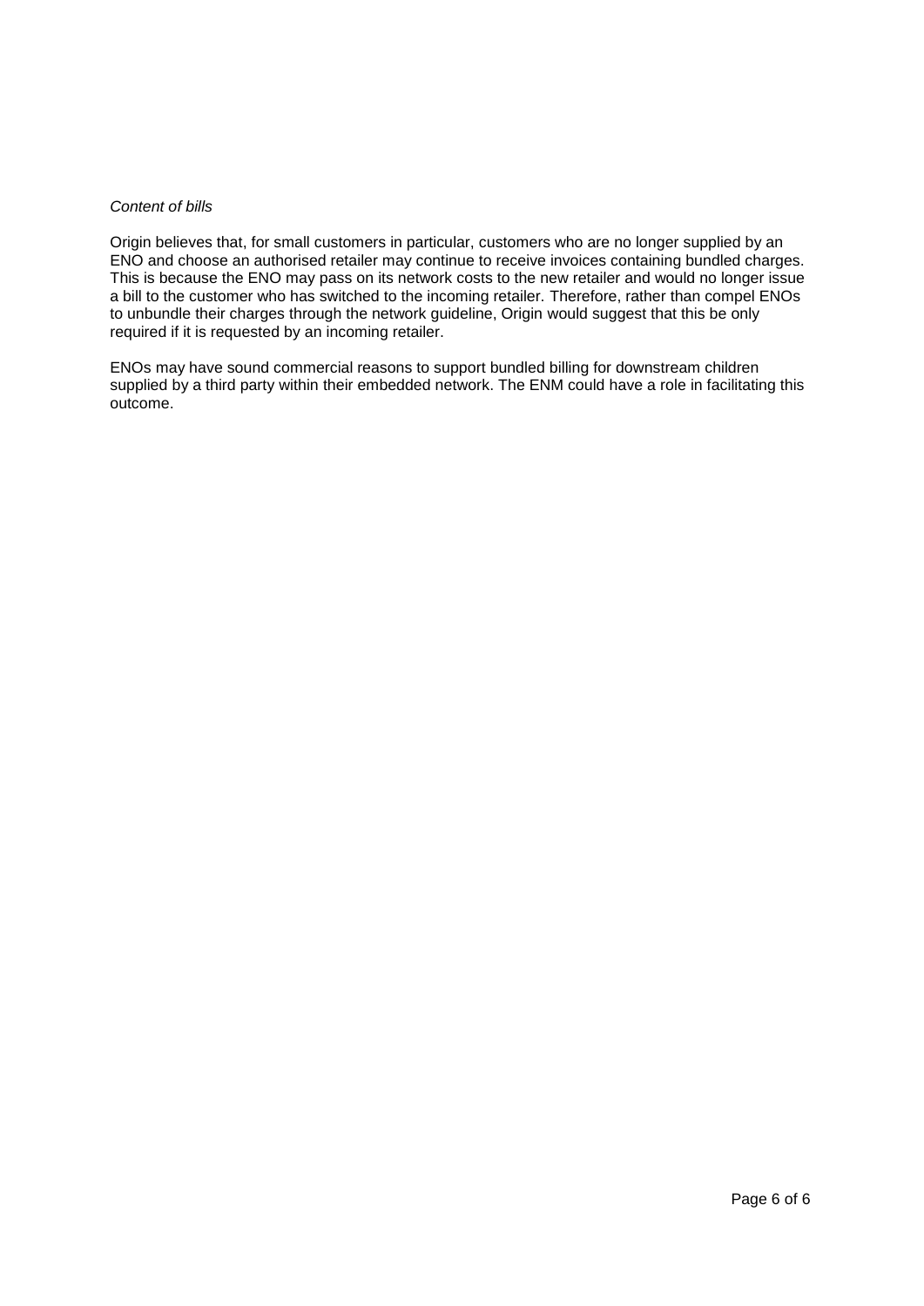*Content of bills*

Origin believes that, for small customers in particular, customers who are no longer supplied by an ENO and choose an authorised retailer may continue to receive invoices containing bundled charges. This is because the ENO may pass on its network costs to the new retailer and would no longer issue a bill to the customer who has switched to the incoming retailer. Therefore, rather than compel ENOs to unbundle their charges through the network guideline, Origin would suggest that this be only required if it is requested by an incoming retailer.

ENOs may have sound commercial reasons to support bundled billing for downstream children supplied by a third party within their embedded network. The ENM could have a role in facilitating this outcome.